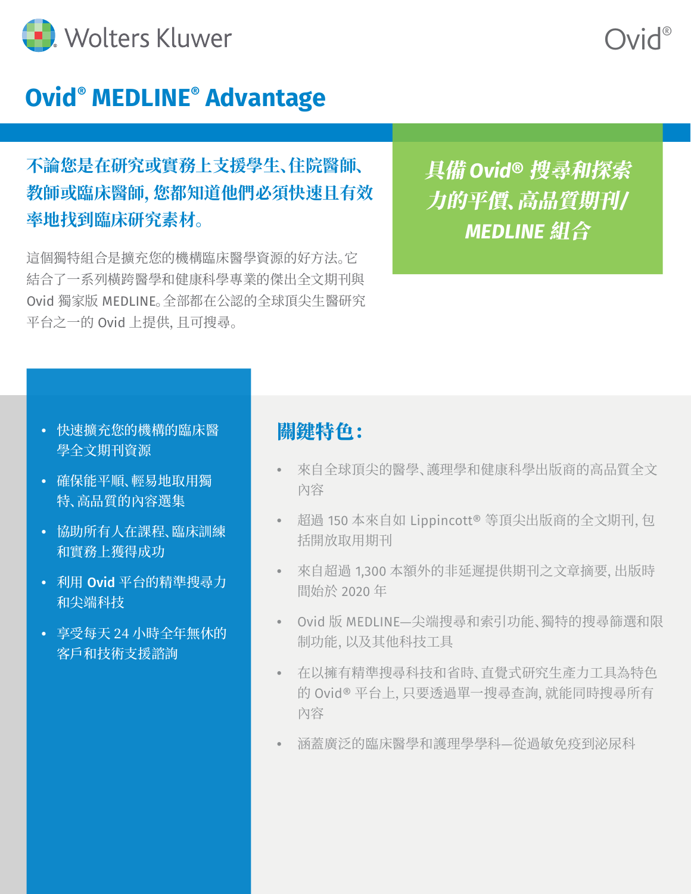Wolters Kluwer

Ovid®

# Ovid® MEDLINE® Advantage

**不論您是在研究或實務上支援學生、住院醫師、教師或臨床醫師，您都知道他們必須快速且有效率地找到臨床研究素材。**

這個獨特組合是擴充您的機構臨床醫學資源的好方法。它結合了一系列橫跨醫學和健康科學專業的傑出全文期刊與 Ovid 獨家版 MEDLINE。全部都在公認的全球頂尖生醫研究平台之一的 Ovid 上提供，且可搜尋。

***具備 Ovid® 搜尋和探索力的平價、高品質期刊/MEDLINE 組合***

- 快速擴充您的機構的臨床醫學全文期刊資源
- 確保能平順、輕易地取用獨特、高品質的內容選集
- 協助所有人在課程、臨床訓練和實務上獲得成功
- 利用 Ovid 平台的精準搜尋力和尖端科技
- 享受每天 24 小時全年無休的客戶和技術支援諮詢

## 關鍵特色：

- 來自全球頂尖的醫學、護理學和健康科學出版商的高品質全文內容
- 超過 150 本來自如 Lippincott® 等頂尖出版商的全文期刊，包括開放取用期刊
- 來自超過 1,300 本額外的非延遲提供期刊之文章摘要，出版時間始於 2020 年
- Ovid 版 MEDLINE—尖端搜尋和索引功能、獨特的搜尋篩選和限制功能，以及其他科技工具
- 在以擁有精準搜尋科技和省時、直覺式研究生產力工具為特色的 Ovid® 平台上，只要透過單一搜尋查詢，就能同時搜尋所有內容
- 涵蓋廣泛的臨床醫學和護理學學科—從過敏免疫到泌尿科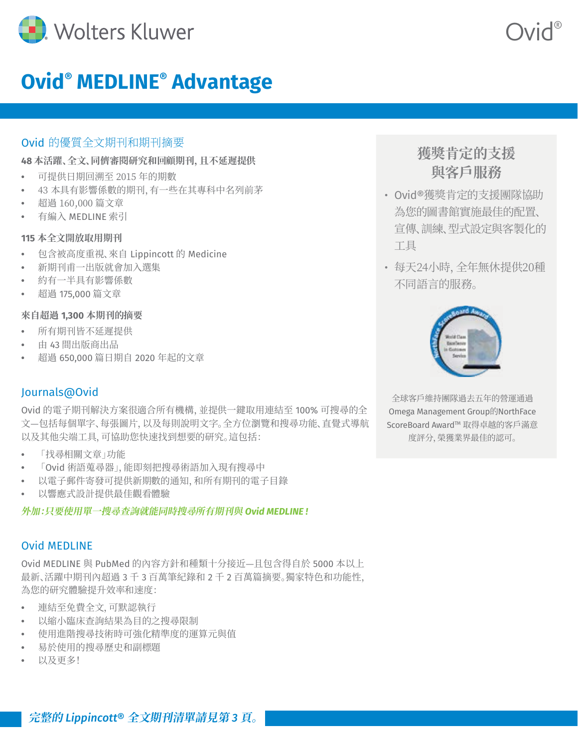Wolters Kluwer

Ovid®

# Ovid® MEDLINE® Advantage

## Ovid 的優質全文期刊和期刊摘要

**48 本活躍、全文、同儕審閱研究和回顧期刊, 且不延遲提供**

- 可提供日期回溯至 2015 年的期數
- 43 本具有影響係數的期刊, 有一些在其專科中名列前茅
- 超過 160,000 篇文章
- 有編入 MEDLINE 索引

**115 本全文開放取用期刊**

- 包含被高度重視、來自 Lippincott 的 Medicine
- 新期刊甫一出版就會加入選集
- 約有一半具有影響係數
- 超過 175,000 篇文章

**來自超過 1,300 本期刊的摘要**

- 所有期刊皆不延遲提供
- 由 43 間出版商出品
- 超過 650,000 篇日期自 2020 年起的文章

## Journals@Ovid

Ovid 的電子期刊解決方案很適合所有機構, 並提供一鍵取用連結至 100% 可搜尋的全文—包括每個單字、每張圖片, 以及每則說明文字。全方位瀏覽和搜尋功能、直覺式導航以及其他尖端工具, 可協助您快速找到想要的研究。這包括:

- 「找尋相關文章」功能
- 「Ovid 術語蒐尋器」, 能即刻把搜尋術語加入現有搜尋中
- 以電子郵件寄發可提供新期數的通知, 和所有期刊的電子目錄
- 以響應式設計提供最佳觀看體驗

***外加:只要使用單一搜尋查詢就能同時搜尋所有期刊與 Ovid MEDLINE !***

## Ovid MEDLINE

Ovid MEDLINE 與 PubMed 的內容方針和種類十分接近—且包含得自於 5000 本以上最新、活躍中期刊內超過 3 千 3 百萬筆紀錄和 2 千 2 百萬篇摘要。獨家特色和功能性, 為您的研究體驗提升效率和速度:

- 連結至免費全文, 可默認執行
- 以縮小臨床查詢結果為目的之搜尋限制
- 使用進階搜尋技術時可強化精準度的運算元與值
- 易於使用的搜尋歷史和副標題
- 以及更多!

## 獲獎肯定的支援與客戶服務

- Ovid®獲獎肯定的支援團隊協助為您的圖書館實施最佳的配置、宣傳、訓練、型式設定與客製化的工具
- 每天24小時, 全年無休提供20種不同語言的服務。

全球客戶維持團隊過去五年的營運通過 Omega Management Group的NorthFace ScoreBoard Award™ 取得卓越的客戶滿意度評分, 榮獲業界最佳的認可。

***完整的 Lippincott® 全文期刊清單請見第 3 頁。***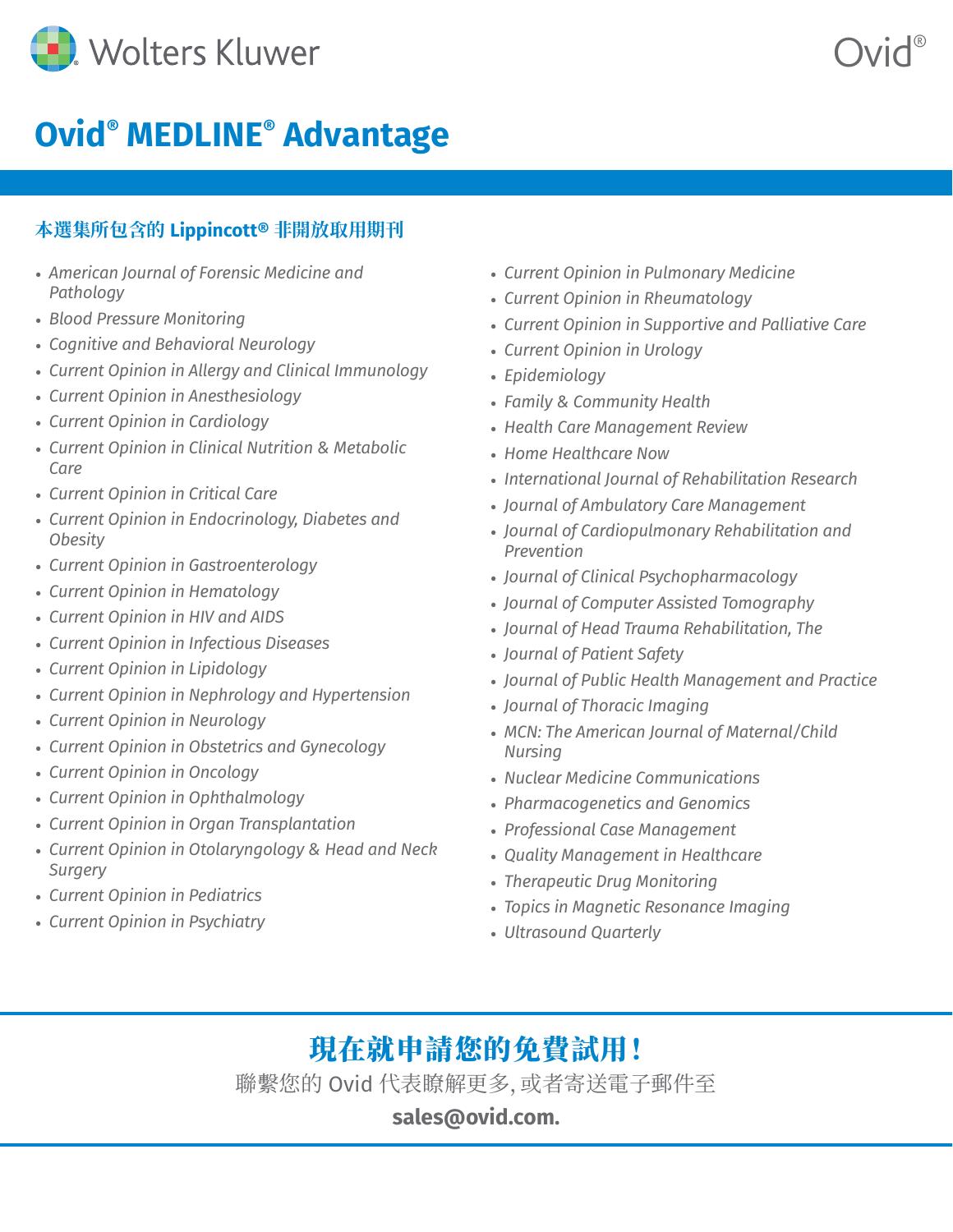Wolters Kluwer

Ovid®

# Ovid® MEDLINE® Advantage

### 本選集所包含的 Lippincott® 非開放取用期刊

- *American Journal of Forensic Medicine and Pathology*
- *Blood Pressure Monitoring*
- *Cognitive and Behavioral Neurology*
- *Current Opinion in Allergy and Clinical Immunology*
- *Current Opinion in Anesthesiology*
- *Current Opinion in Cardiology*
- *Current Opinion in Clinical Nutrition & Metabolic Care*
- *Current Opinion in Critical Care*
- *Current Opinion in Endocrinology, Diabetes and Obesity*
- *Current Opinion in Gastroenterology*
- *Current Opinion in Hematology*
- *Current Opinion in HIV and AIDS*
- *Current Opinion in Infectious Diseases*
- *Current Opinion in Lipidology*
- *Current Opinion in Nephrology and Hypertension*
- *Current Opinion in Neurology*
- *Current Opinion in Obstetrics and Gynecology*
- *Current Opinion in Oncology*
- *Current Opinion in Ophthalmology*
- *Current Opinion in Organ Transplantation*
- *Current Opinion in Otolaryngology & Head and Neck Surgery*
- *Current Opinion in Pediatrics*
- *Current Opinion in Psychiatry*
- *Current Opinion in Pulmonary Medicine*
- *Current Opinion in Rheumatology*
- *Current Opinion in Supportive and Palliative Care*
- *Current Opinion in Urology*
- *Epidemiology*
- *Family & Community Health*
- *Health Care Management Review*
- *Home Healthcare Now*
- *International Journal of Rehabilitation Research*
- *Journal of Ambulatory Care Management*
- *Journal of Cardiopulmonary Rehabilitation and Prevention*
- *Journal of Clinical Psychopharmacology*
- *Journal of Computer Assisted Tomography*
- *Journal of Head Trauma Rehabilitation, The*
- *Journal of Patient Safety*
- *Journal of Public Health Management and Practice*
- *Journal of Thoracic Imaging*
- *MCN: The American Journal of Maternal/Child Nursing*
- *Nuclear Medicine Communications*
- *Pharmacogenetics and Genomics*
- *Professional Case Management*
- *Quality Management in Healthcare*
- *Therapeutic Drug Monitoring*
- *Topics in Magnetic Resonance Imaging*
- *Ultrasound Quarterly*

## 現在就申請您的免費試用!

聯繫您的 Ovid 代表瞭解更多, 或者寄送電子郵件至

**sales@ovid.com.**